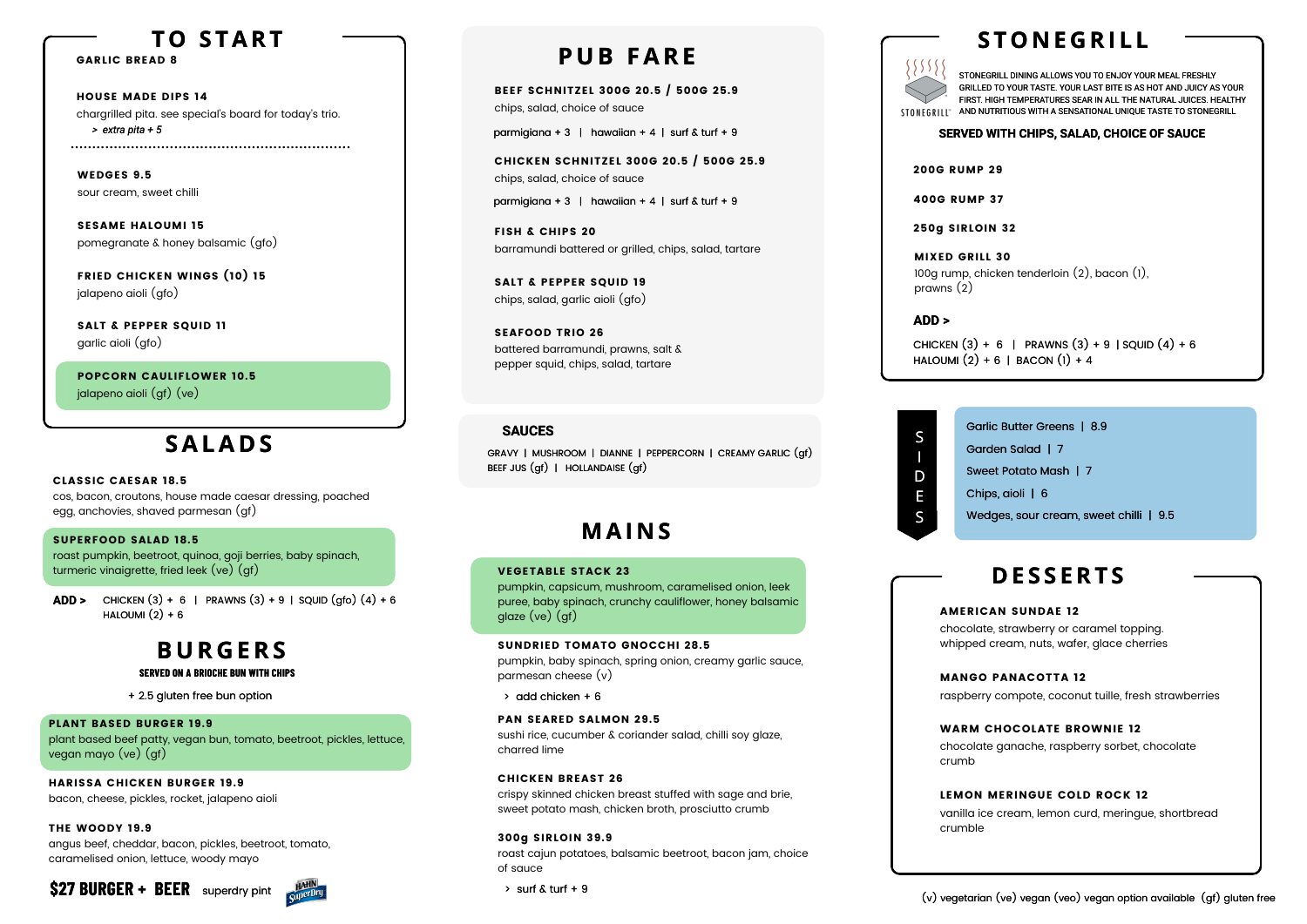## TO START

**GARLIC BREAD 8**

**HOUSE MADE DIPS 14**
chargrilled pita. see special's board for today's trio.
> *extra pita + 5*

**WEDGES 9.5**
sour cream, sweet chilli

**SESAME HALOUMI 15**
pomegranate & honey balsamic (gfo)

**FRIED CHICKEN WINGS (10) 15**
jalapeno aioli (gfo)

**SALT & PEPPER SQUID 11**
garlic aioli (gfo)

**POPCORN CAULIFLOWER 10.5**
jalapeno aioli (gf) (ve)

## SALADS

**CLASSIC CAESAR 18.5**
cos, bacon, croutons, house made caesar dressing, poached egg, anchovies, shaved parmesan (gf)

**SUPERFOOD SALAD 18.5**
roast pumpkin, beetroot, quinoa, goji berries, baby spinach, turmeric vinaigrette, fried leek (ve) (gf)

**ADD >** CHICKEN (3) + 6 | PRAWNS (3) + 9 | SQUID (gfo) (4) + 6
HALOUMI (2) + 6

## BURGERS

**SERVED ON A BRIOCHE BUN WITH CHIPS**

+ 2.5 gluten free bun option

**PLANT BASED BURGER 19.9**
plant based beef patty, vegan bun, tomato, beetroot, pickles, lettuce, vegan mayo (ve) (gf)

**HARISSA CHICKEN BURGER 19.9**
bacon, cheese, pickles, rocket, jalapeno aioli

**THE WOODY 19.9**
angus beef, cheddar, bacon, pickles, beetroot, tomato, caramelised onion, lettuce, woody mayo

**$27 BURGER + BEER** superdry pint

## PUB FARE

**BEEF SCHNITZEL 300G 20.5 / 500G 25.9**
chips, salad, choice of sauce
parmigiana + 3 | hawaiian + 4 | surf & turf + 9

**CHICKEN SCHNITZEL 300G 20.5 / 500G 25.9**
chips, salad, choice of sauce
parmigiana + 3 | hawaiian + 4 | surf & turf + 9

**FISH & CHIPS 20**
barramundi battered or grilled, chips, salad, tartare

**SALT & PEPPER SQUID 19**
chips, salad, garlic aioli (gfo)

**SEAFOOD TRIO 26**
battered barramundi, prawns, salt & pepper squid, chips, salad, tartare

### SAUCES

GRAVY | MUSHROOM | DIANNE | PEPPERCORN | CREAMY GARLIC (gf)
BEEF JUS (gf) | HOLLANDAISE (gf)

## MAINS

**VEGETABLE STACK 23**
pumpkin, capsicum, mushroom, caramelised onion, leek puree, baby spinach, crunchy cauliflower, honey balsamic glaze (ve) (gf)

**SUNDRIED TOMATO GNOCCHI 28.5**
pumpkin, baby spinach, spring onion, creamy garlic sauce, parmesan cheese (v)
> add chicken + 6

**PAN SEARED SALMON 29.5**
sushi rice, cucumber & coriander salad, chilli soy glaze, charred lime

**CHICKEN BREAST 26**
crispy skinned chicken breast stuffed with sage and brie, sweet potato mash, chicken broth, prosciutto crumb

**300g SIRLOIN 39.9**
roast cajun potatoes, balsamic beetroot, bacon jam, choice of sauce
> surf & turf + 9

## STONEGRILL

STONEGRILL DINING ALLOWS YOU TO ENJOY YOUR MEAL FRESHLY GRILLED TO YOUR TASTE. YOUR LAST BITE IS AS HOT AND JUICY AS YOUR FIRST. HIGH TEMPERATURES SEAR IN ALL THE NATURAL JUICES. HEALTHY AND NUTRITIOUS WITH A SENSATIONAL UNIQUE TASTE TO STONEGRILL

**SERVED WITH CHIPS, SALAD, CHOICE OF SAUCE**

**200G RUMP 29**

**400G RUMP 37**

**250g SIRLOIN 32**

**MIXED GRILL 30**
100g rump, chicken tenderloin (2), bacon (1), prawns (2)

**ADD >**
CHICKEN (3) + 6 | PRAWNS (3) + 9 | SQUID (4) + 6
HALOUMI (2) + 6 | BACON (1) + 4

## SIDES

Garlic Butter Greens | 8.9
Garden Salad | 7
Sweet Potato Mash | 7
Chips, aioli | 6
Wedges, sour cream, sweet chilli | 9.5

## DESSERTS

**AMERICAN SUNDAE 12**
chocolate, strawberry or caramel topping. whipped cream, nuts, wafer, glace cherries

**MANGO PANACOTTA 12**
raspberry compote, coconut tuille, fresh strawberries

**WARM CHOCOLATE BROWNIE 12**
chocolate ganache, raspberry sorbet, chocolate crumb

**LEMON MERINGUE COLD ROCK 12**
vanilla ice cream, lemon curd, meringue, shortbread crumble

(v) vegetarian (ve) vegan (veo) vegan option available (gf) gluten free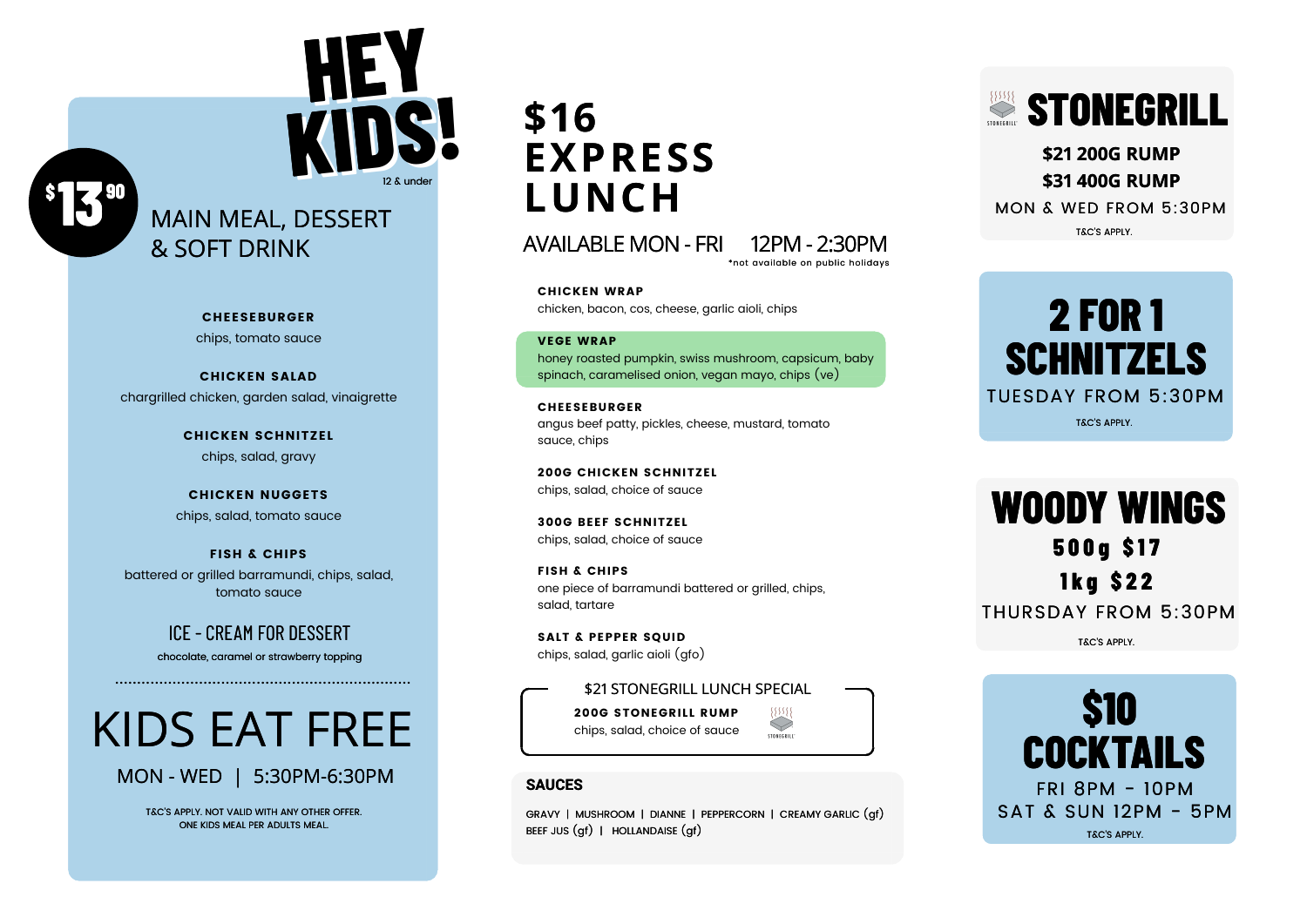# HEY KIDS!

12 & under

**$13.90**

MAIN MEAL, DESSERT & SOFT DRINK

**CHEESEBURGER**
chips, tomato sauce

**CHICKEN SALAD**
chargrilled chicken, garden salad, vinaigrette

**CHICKEN SCHNITZEL**
chips, salad, gravy

**CHICKEN NUGGETS**
chips, salad, tomato sauce

**FISH & CHIPS**
battered or grilled barramundi, chips, salad, tomato sauce

**ICE - CREAM FOR DESSERT**
chocolate, caramel or strawberry topping

## KIDS EAT FREE

MON - WED | 5:30PM-6:30PM

T&C'S APPLY. NOT VALID WITH ANY OTHER OFFER. ONE KIDS MEAL PER ADULTS MEAL.

# $16 EXPRESS LUNCH

AVAILABLE MON - FRI 12PM - 2:30PM

*not available on public holidays

**CHICKEN WRAP**
chicken, bacon, cos, cheese, garlic aioli, chips

**VEGE WRAP**
honey roasted pumpkin, swiss mushroom, capsicum, baby spinach, caramelised onion, vegan mayo, chips (ve)

**CHEESEBURGER**
angus beef patty, pickles, cheese, mustard, tomato sauce, chips

**200G CHICKEN SCHNITZEL**
chips, salad, choice of sauce

**300G BEEF SCHNITZEL**
chips, salad, choice of sauce

**FISH & CHIPS**
one piece of barramundi battered or grilled, chips, salad, tartare

**SALT & PEPPER SQUID**
chips, salad, garlic aioli (gfo)

$21 STONEGRILL LUNCH SPECIAL

**200G STONEGRILL RUMP**
chips, salad, choice of sauce

**SAUCES**

GRAVY | MUSHROOM | DIANNE | PEPPERCORN | CREAMY GARLIC (gf)
BEEF JUS (gf) | HOLLANDAISE (gf)

## STONEGRILL

**$21 200G RUMP**
**$31 400G RUMP**

MON & WED FROM 5:30PM

T&C'S APPLY.

## 2 FOR 1 SCHNITZELS

TUESDAY FROM 5:30PM

T&C'S APPLY.

## WOODY WINGS

**500g $17**
**1kg $22**

THURSDAY FROM 5:30PM

T&C'S APPLY.

## $10 COCKTAILS

FRI 8PM - 10PM
SAT & SUN 12PM - 5PM

T&C'S APPLY.